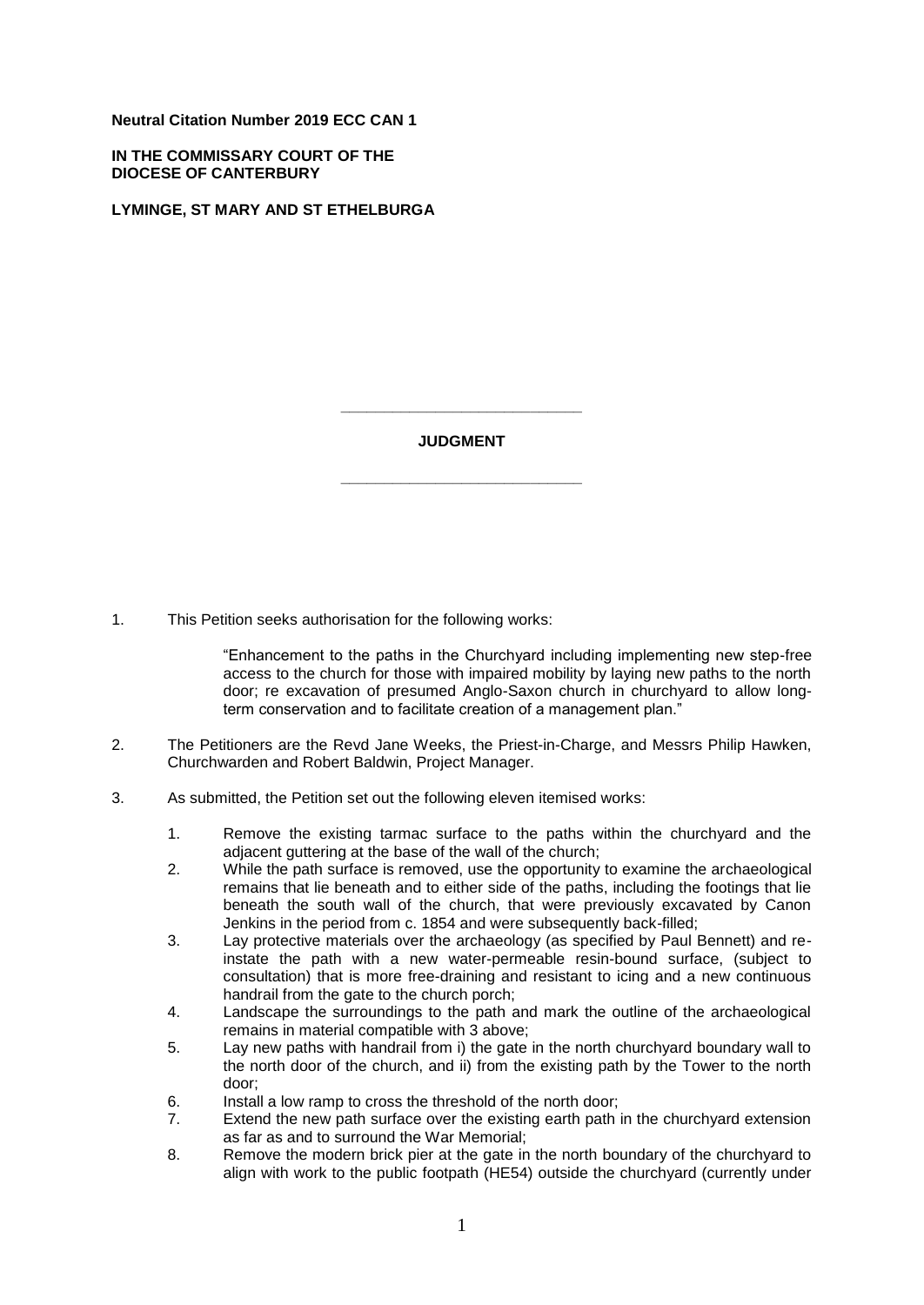**Neutral Citation Number 2019 ECC CAN 1**

**IN THE COMMISSARY COURT OF THE DIOCESE OF CANTERBURY**

**LYMINGE, ST MARY AND ST ETHELBURGA**

---

## JUDGMENT

---

1. This Petition seeks authorisation for the following works:

   > "Enhancement to the paths in the Churchyard including implementing new step-free access to the church for those with impaired mobility by laying new paths to the north door; re excavation of presumed Anglo-Saxon church in churchyard to allow long-term conservation and to facilitate creation of a management plan."

2. The Petitioners are the Revd Jane Weeks, the Priest-in-Charge, and Messrs Philip Hawken, Churchwarden and Robert Baldwin, Project Manager.

3. As submitted, the Petition set out the following eleven itemised works:

   1. Remove the existing tarmac surface to the paths within the churchyard and the adjacent guttering at the base of the wall of the church;
   2. While the path surface is removed, use the opportunity to examine the archaeological remains that lie beneath and to either side of the paths, including the footings that lie beneath the south wall of the church, that were previously excavated by Canon Jenkins in the period from c. 1854 and were subsequently back-filled;
   3. Lay protective materials over the archaeology (as specified by Paul Bennett) and re-instate the path with a new water-permeable resin-bound surface, (subject to consultation) that is more free-draining and resistant to icing and a new continuous handrail from the gate to the church porch;
   4. Landscape the surroundings to the path and mark the outline of the archaeological remains in material compatible with 3 above;
   5. Lay new paths with handrail from i) the gate in the north churchyard boundary wall to the north door of the church, and ii) from the existing path by the Tower to the north door;
   6. Install a low ramp to cross the threshold of the north door;
   7. Extend the new path surface over the existing earth path in the churchyard extension as far as and to surround the War Memorial;
   8. Remove the modern brick pier at the gate in the north boundary of the churchyard to align with work to the public footpath (HE54) outside the churchyard (currently under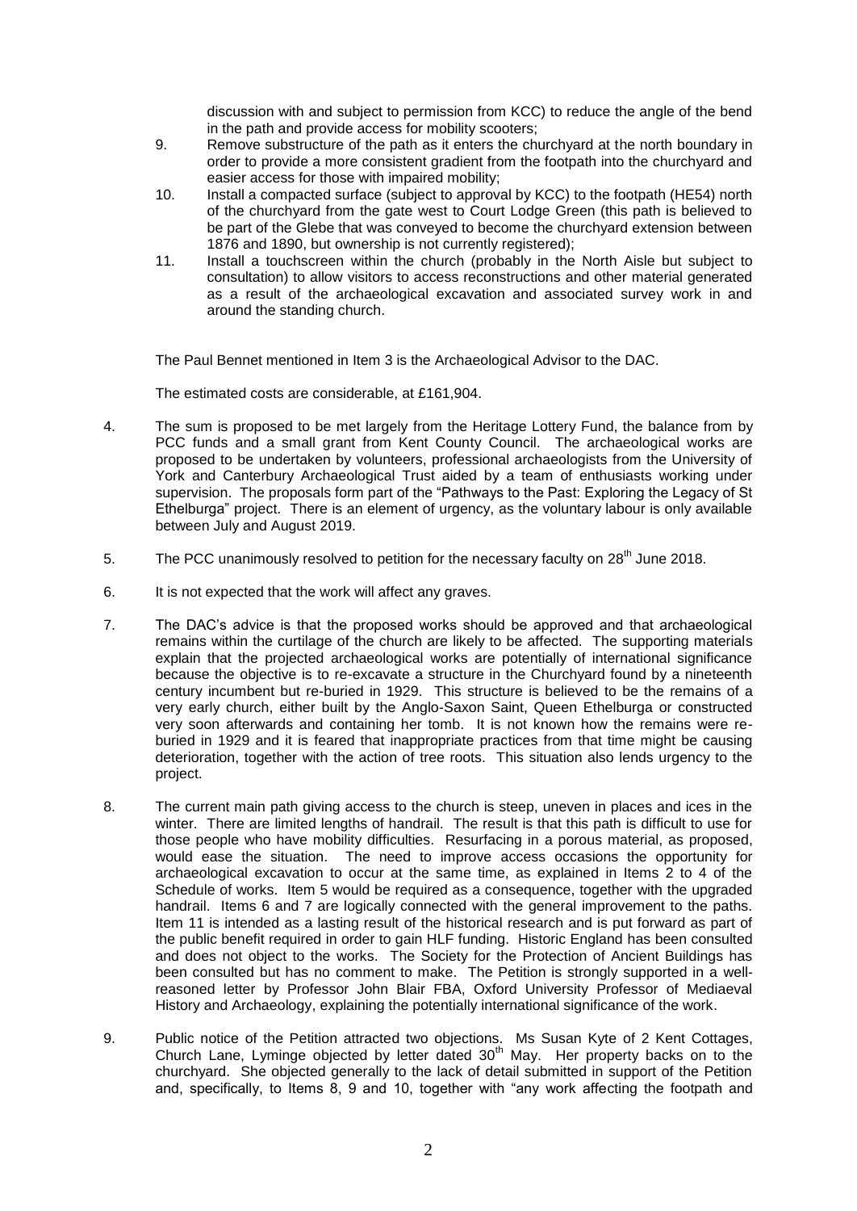discussion with and subject to permission from KCC) to reduce the angle of the bend in the path and provide access for mobility scooters;

9. Remove substructure of the path as it enters the churchyard at the north boundary in order to provide a more consistent gradient from the footpath into the churchyard and easier access for those with impaired mobility;
10. Install a compacted surface (subject to approval by KCC) to the footpath (HE54) north of the churchyard from the gate west to Court Lodge Green (this path is believed to be part of the Glebe that was conveyed to become the churchyard extension between 1876 and 1890, but ownership is not currently registered);
11. Install a touchscreen within the church (probably in the North Aisle but subject to consultation) to allow visitors to access reconstructions and other material generated as a result of the archaeological excavation and associated survey work in and around the standing church.

The Paul Bennet mentioned in Item 3 is the Archaeological Advisor to the DAC.

The estimated costs are considerable, at £161,904.

4. The sum is proposed to be met largely from the Heritage Lottery Fund, the balance from by PCC funds and a small grant from Kent County Council. The archaeological works are proposed to be undertaken by volunteers, professional archaeologists from the University of York and Canterbury Archaeological Trust aided by a team of enthusiasts working under supervision. The proposals form part of the "Pathways to the Past: Exploring the Legacy of St Ethelburga" project. There is an element of urgency, as the voluntary labour is only available between July and August 2019.

5. The PCC unanimously resolved to petition for the necessary faculty on 28th June 2018.

6. It is not expected that the work will affect any graves.

7. The DAC's advice is that the proposed works should be approved and that archaeological remains within the curtilage of the church are likely to be affected. The supporting materials explain that the projected archaeological works are potentially of international significance because the objective is to re-excavate a structure in the Churchyard found by a nineteenth century incumbent but re-buried in 1929. This structure is believed to be the remains of a very early church, either built by the Anglo-Saxon Saint, Queen Ethelburga or constructed very soon afterwards and containing her tomb. It is not known how the remains were re-buried in 1929 and it is feared that inappropriate practices from that time might be causing deterioration, together with the action of tree roots. This situation also lends urgency to the project.

8. The current main path giving access to the church is steep, uneven in places and ices in the winter. There are limited lengths of handrail. The result is that this path is difficult to use for those people who have mobility difficulties. Resurfacing in a porous material, as proposed, would ease the situation. The need to improve access occasions the opportunity for archaeological excavation to occur at the same time, as explained in Items 2 to 4 of the Schedule of works. Item 5 would be required as a consequence, together with the upgraded handrail. Items 6 and 7 are logically connected with the general improvement to the paths. Item 11 is intended as a lasting result of the historical research and is put forward as part of the public benefit required in order to gain HLF funding. Historic England has been consulted and does not object to the works. The Society for the Protection of Ancient Buildings has been consulted but has no comment to make. The Petition is strongly supported in a well-reasoned letter by Professor John Blair FBA, Oxford University Professor of Mediaeval History and Archaeology, explaining the potentially international significance of the work.

9. Public notice of the Petition attracted two objections. Ms Susan Kyte of 2 Kent Cottages, Church Lane, Lyminge objected by letter dated 30th May. Her property backs on to the churchyard. She objected generally to the lack of detail submitted in support of the Petition and, specifically, to Items 8, 9 and 10, together with "any work affecting the footpath and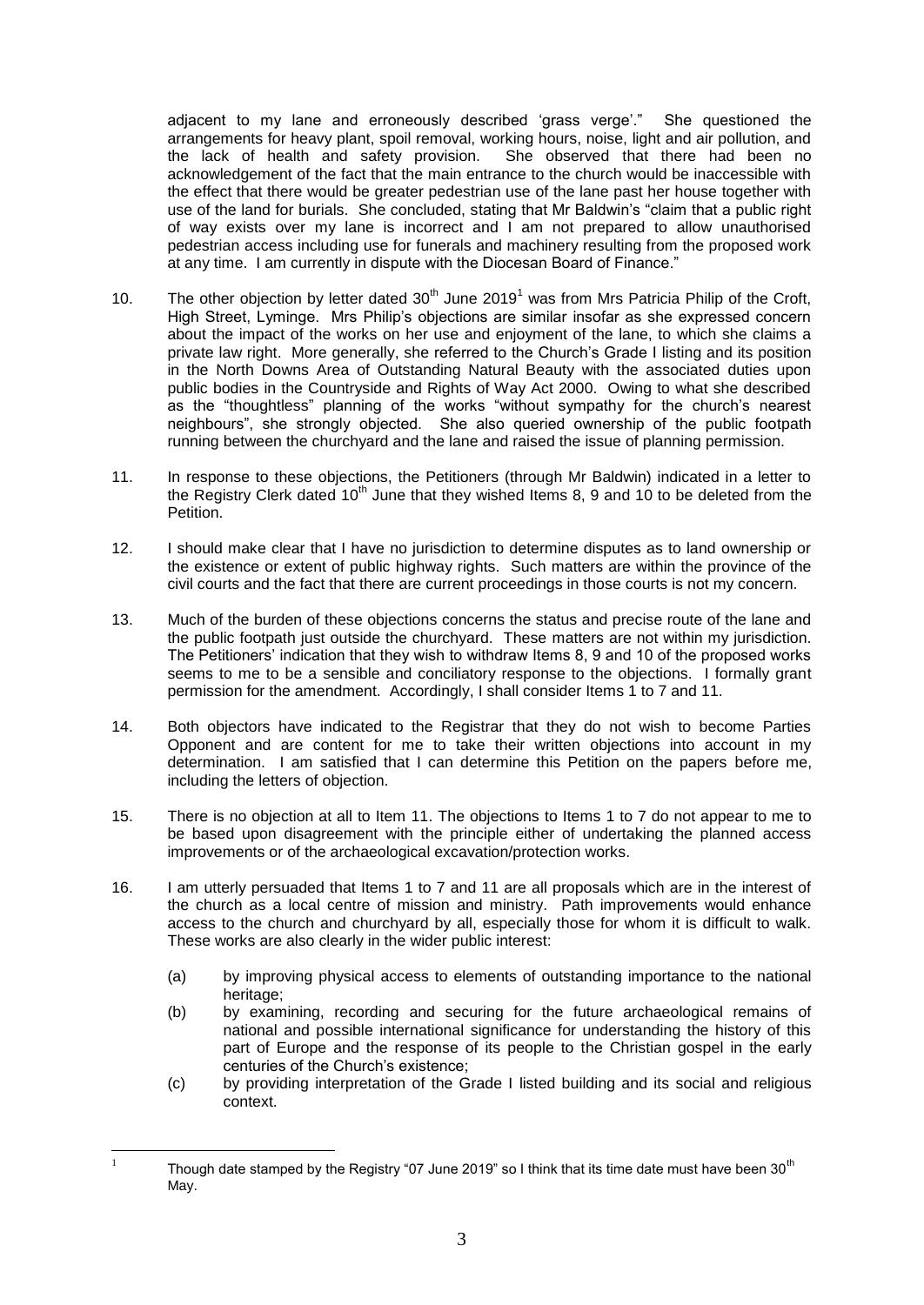adjacent to my lane and erroneously described 'grass verge'." She questioned the arrangements for heavy plant, spoil removal, working hours, noise, light and air pollution, and the lack of health and safety provision. She observed that there had been no acknowledgement of the fact that the main entrance to the church would be inaccessible with the effect that there would be greater pedestrian use of the lane past her house together with use of the land for burials. She concluded, stating that Mr Baldwin's "claim that a public right of way exists over my lane is incorrect and I am not prepared to allow unauthorised pedestrian access including use for funerals and machinery resulting from the proposed work at any time. I am currently in dispute with the Diocesan Board of Finance."

10. The other objection by letter dated 30th June 2019[1] was from Mrs Patricia Philip of the Croft, High Street, Lyminge. Mrs Philip's objections are similar insofar as she expressed concern about the impact of the works on her use and enjoyment of the lane, to which she claims a private law right. More generally, she referred to the Church's Grade I listing and its position in the North Downs Area of Outstanding Natural Beauty with the associated duties upon public bodies in the Countryside and Rights of Way Act 2000. Owing to what she described as the "thoughtless" planning of the works "without sympathy for the church's nearest neighbours", she strongly objected. She also queried ownership of the public footpath running between the churchyard and the lane and raised the issue of planning permission.

11. In response to these objections, the Petitioners (through Mr Baldwin) indicated in a letter to the Registry Clerk dated 10th June that they wished Items 8, 9 and 10 to be deleted from the Petition.

12. I should make clear that I have no jurisdiction to determine disputes as to land ownership or the existence or extent of public highway rights. Such matters are within the province of the civil courts and the fact that there are current proceedings in those courts is not my concern.

13. Much of the burden of these objections concerns the status and precise route of the lane and the public footpath just outside the churchyard. These matters are not within my jurisdiction. The Petitioners' indication that they wish to withdraw Items 8, 9 and 10 of the proposed works seems to me to be a sensible and conciliatory response to the objections. I formally grant permission for the amendment. Accordingly, I shall consider Items 1 to 7 and 11.

14. Both objectors have indicated to the Registrar that they do not wish to become Parties Opponent and are content for me to take their written objections into account in my determination. I am satisfied that I can determine this Petition on the papers before me, including the letters of objection.

15. There is no objection at all to Item 11. The objections to Items 1 to 7 do not appear to me to be based upon disagreement with the principle either of undertaking the planned access improvements or of the archaeological excavation/protection works.

16. I am utterly persuaded that Items 1 to 7 and 11 are all proposals which are in the interest of the church as a local centre of mission and ministry. Path improvements would enhance access to the church and churchyard by all, especially those for whom it is difficult to walk. These works are also clearly in the wider public interest:

    (a) by improving physical access to elements of outstanding importance to the national heritage;
    (b) by examining, recording and securing for the future archaeological remains of national and possible international significance for understanding the history of this part of Europe and the response of its people to the Christian gospel in the early centuries of the Church's existence;
    (c) by providing interpretation of the Grade I listed building and its social and religious context.

---

[1] Though date stamped by the Registry "07 June 2019" so I think that its time date must have been 30th May.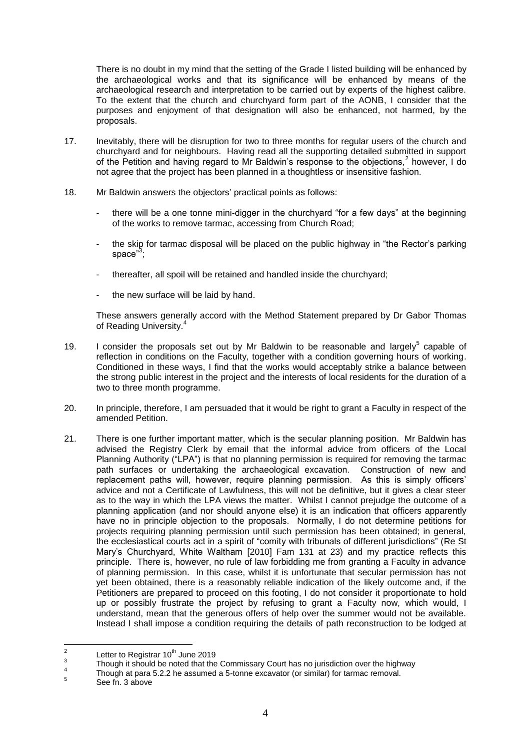There is no doubt in my mind that the setting of the Grade I listed building will be enhanced by the archaeological works and that its significance will be enhanced by means of the archaeological research and interpretation to be carried out by experts of the highest calibre. To the extent that the church and churchyard form part of the AONB, I consider that the purposes and enjoyment of that designation will also be enhanced, not harmed, by the proposals.

17. Inevitably, there will be disruption for two to three months for regular users of the church and churchyard and for neighbours. Having read all the supporting detailed submitted in support of the Petition and having regard to Mr Baldwin's response to the objections,[2] however, I do not agree that the project has been planned in a thoughtless or insensitive fashion.

18. Mr Baldwin answers the objectors' practical points as follows:

   - there will be a one tonne mini-digger in the churchyard "for a few days" at the beginning of the works to remove tarmac, accessing from Church Road;
   - the skip for tarmac disposal will be placed on the public highway in "the Rector's parking space"[3];
   - thereafter, all spoil will be retained and handled inside the churchyard;
   - the new surface will be laid by hand.

   These answers generally accord with the Method Statement prepared by Dr Gabor Thomas of Reading University.[4]

19. I consider the proposals set out by Mr Baldwin to be reasonable and largely[5] capable of reflection in conditions on the Faculty, together with a condition governing hours of working. Conditioned in these ways, I find that the works would acceptably strike a balance between the strong public interest in the project and the interests of local residents for the duration of a two to three month programme.

20. In principle, therefore, I am persuaded that it would be right to grant a Faculty in respect of the amended Petition.

21. There is one further important matter, which is the secular planning position. Mr Baldwin has advised the Registry Clerk by email that the informal advice from officers of the Local Planning Authority ("LPA") is that no planning permission is required for removing the tarmac path surfaces or undertaking the archaeological excavation. Construction of new and replacement paths will, however, require planning permission. As this is simply officers' advice and not a Certificate of Lawfulness, this will not be definitive, but it gives a clear steer as to the way in which the LPA views the matter. Whilst I cannot prejudge the outcome of a planning application (and nor should anyone else) it is an indication that officers apparently have no in principle objection to the proposals. Normally, I do not determine petitions for projects requiring planning permission until such permission has been obtained; in general, the ecclesiastical courts act in a spirit of "comity with tribunals of different jurisdictions" (Re St Mary's Churchyard, White Waltham [2010] Fam 131 at 23) and my practice reflects this principle. There is, however, no rule of law forbidding me from granting a Faculty in advance of planning permission. In this case, whilst it is unfortunate that secular permission has not yet been obtained, there is a reasonably reliable indication of the likely outcome and, if the Petitioners are prepared to proceed on this footing, I do not consider it proportionate to hold up or possibly frustrate the project by refusing to grant a Faculty now, which would, I understand, mean that the generous offers of help over the summer would not be available. Instead I shall impose a condition requiring the details of path reconstruction to be lodged at

---

[2] Letter to Registrar 10th June 2019

[3] Though it should be noted that the Commissary Court has no jurisdiction over the highway

[4] Though at para 5.2.2 he assumed a 5-tonne excavator (or similar) for tarmac removal.

[5] See fn. 3 above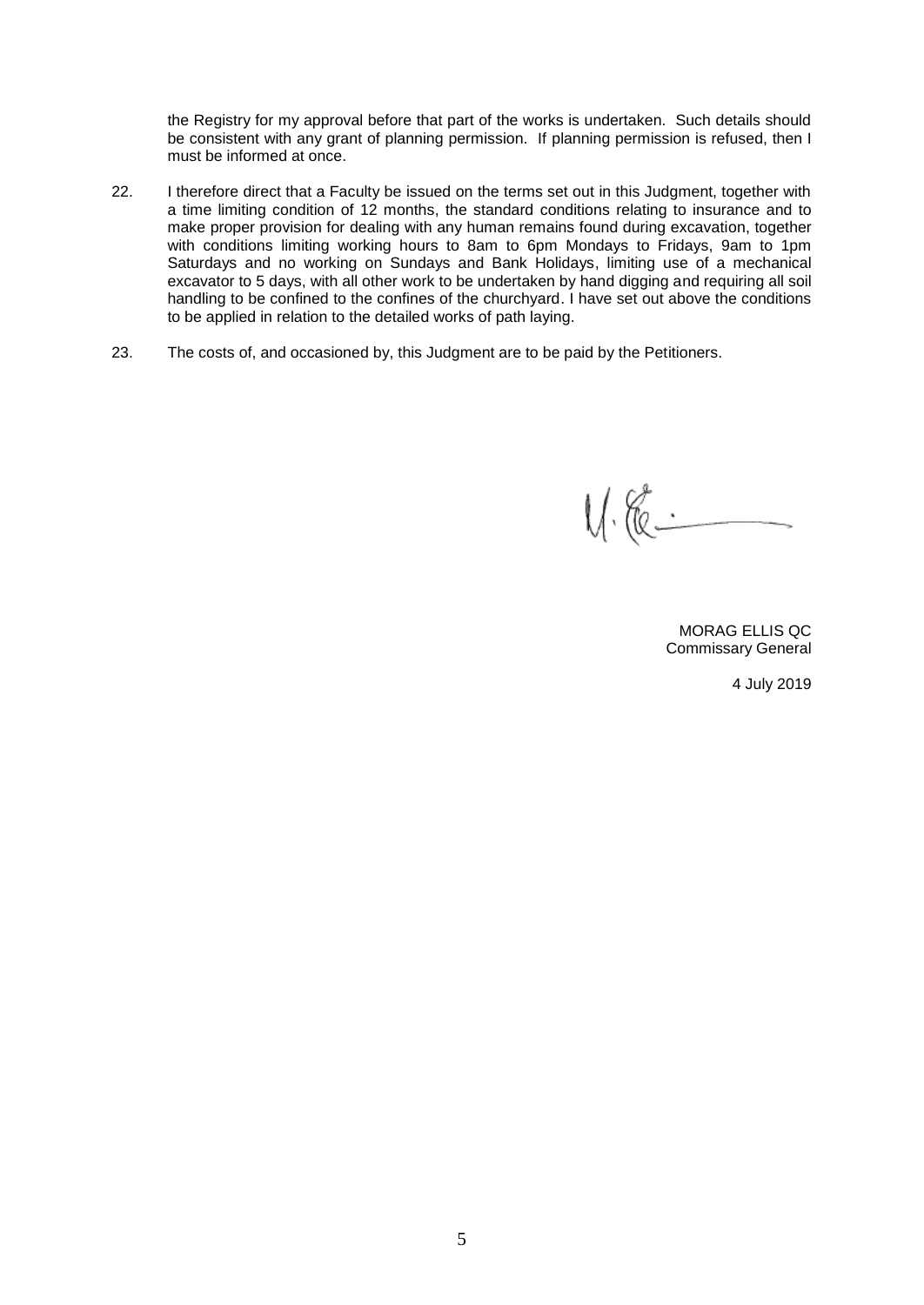the Registry for my approval before that part of the works is undertaken. Such details should be consistent with any grant of planning permission. If planning permission is refused, then I must be informed at once.

22. I therefore direct that a Faculty be issued on the terms set out in this Judgment, together with a time limiting condition of 12 months, the standard conditions relating to insurance and to make proper provision for dealing with any human remains found during excavation, together with conditions limiting working hours to 8am to 6pm Mondays to Fridays, 9am to 1pm Saturdays and no working on Sundays and Bank Holidays, limiting use of a mechanical excavator to 5 days, with all other work to be undertaken by hand digging and requiring all soil handling to be confined to the confines of the churchyard. I have set out above the conditions to be applied in relation to the detailed works of path laying.

23. The costs of, and occasioned by, this Judgment are to be paid by the Petitioners.

MORAG ELLIS QC
Commissary General

4 July 2019